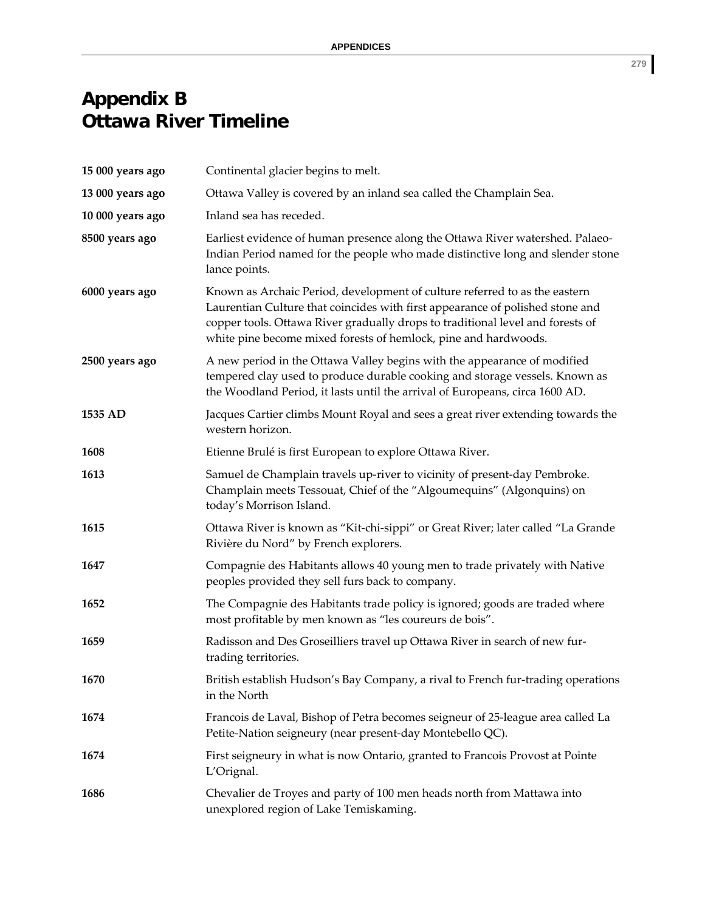# Appendix B
# Ottawa River Timeline

| | |
|---|---|
| **15 000 years ago** | Continental glacier begins to melt. |
| **13 000 years ago** | Ottawa Valley is covered by an inland sea called the Champlain Sea. |
| **10 000 years ago** | Inland sea has receded. |
| **8500 years ago** | Earliest evidence of human presence along the Ottawa River watershed. Palaeo-Indian Period named for the people who made distinctive long and slender stone lance points. |
| **6000 years ago** | Known as Archaic Period, development of culture referred to as the eastern Laurentian Culture that coincides with first appearance of polished stone and copper tools. Ottawa River gradually drops to traditional level and forests of white pine become mixed forests of hemlock, pine and hardwoods. |
| **2500 years ago** | A new period in the Ottawa Valley begins with the appearance of modified tempered clay used to produce durable cooking and storage vessels. Known as the Woodland Period, it lasts until the arrival of Europeans, circa 1600 AD. |
| **1535 AD** | Jacques Cartier climbs Mount Royal and sees a great river extending towards the western horizon. |
| **1608** | Etienne Brulé is first European to explore Ottawa River. |
| **1613** | Samuel de Champlain travels up-river to vicinity of present-day Pembroke. Champlain meets Tessouat, Chief of the "Algoumequins" (Algonquins) on today's Morrison Island. |
| **1615** | Ottawa River is known as "Kit-chi-sippi" or Great River; later called "La Grande Rivière du Nord" by French explorers. |
| **1647** | Compagnie des Habitants allows 40 young men to trade privately with Native peoples provided they sell furs back to company. |
| **1652** | The Compagnie des Habitants trade policy is ignored; goods are traded where most profitable by men known as "les coureurs de bois". |
| **1659** | Radisson and Des Groseilliers travel up Ottawa River in search of new fur-trading territories. |
| **1670** | British establish Hudson's Bay Company, a rival to French fur-trading operations in the North |
| **1674** | Francois de Laval, Bishop of Petra becomes seigneur of 25-league area called La Petite-Nation seigneury (near present-day Montebello QC). |
| **1674** | First seigneury in what is now Ontario, granted to Francois Provost at Pointe L'Orignal. |
| **1686** | Chevalier de Troyes and party of 100 men heads north from Mattawa into unexplored region of Lake Temiskaming. |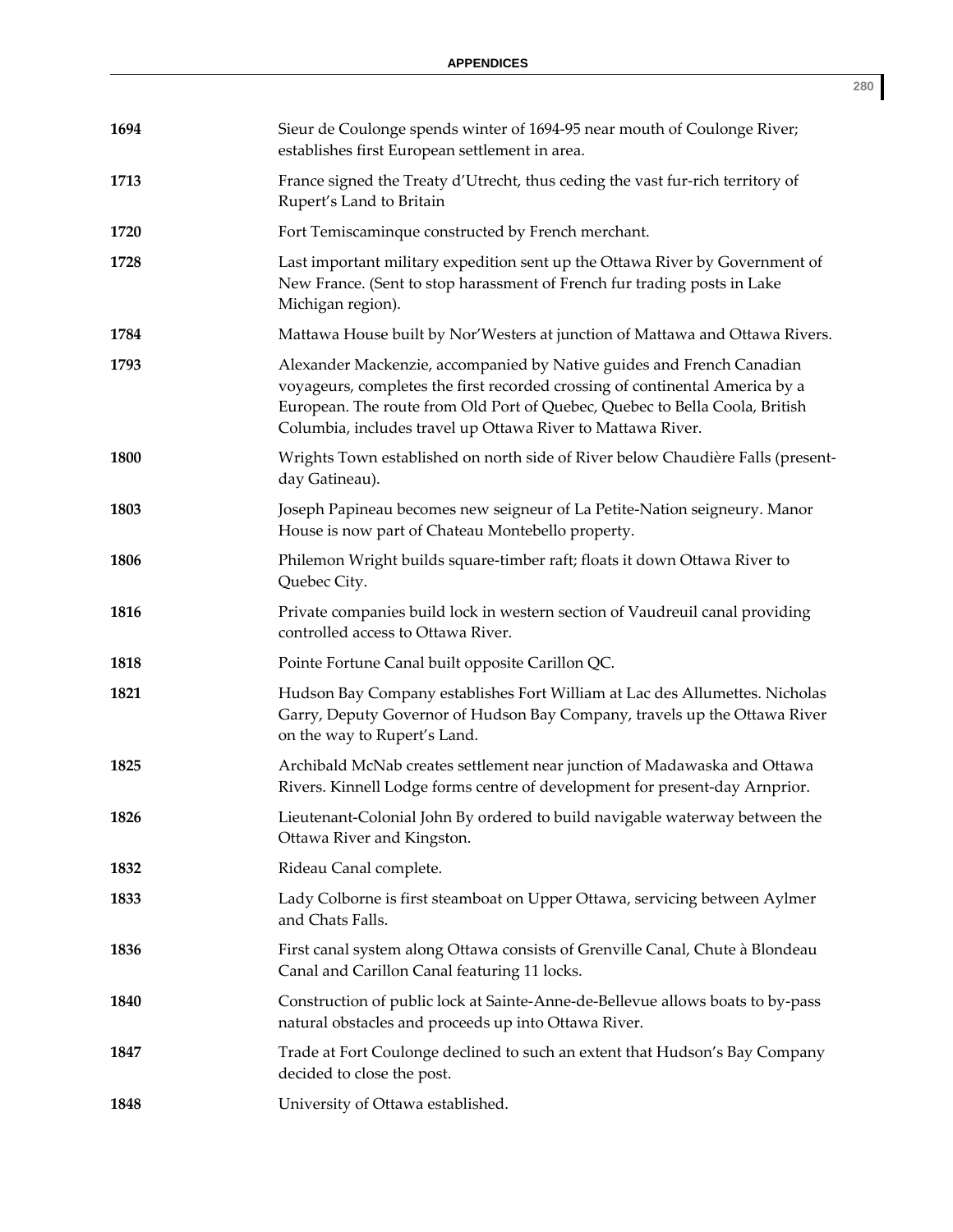| | |
|---|---|
| **1694** | Sieur de Coulonge spends winter of 1694-95 near mouth of Coulonge River; establishes first European settlement in area. |
| **1713** | France signed the Treaty d'Utrecht, thus ceding the vast fur-rich territory of Rupert's Land to Britain |
| **1720** | Fort Temiscaminque constructed by French merchant. |
| **1728** | Last important military expedition sent up the Ottawa River by Government of New France. (Sent to stop harassment of French fur trading posts in Lake Michigan region). |
| **1784** | Mattawa House built by Nor'Westers at junction of Mattawa and Ottawa Rivers. |
| **1793** | Alexander Mackenzie, accompanied by Native guides and French Canadian voyageurs, completes the first recorded crossing of continental America by a European. The route from Old Port of Quebec, Quebec to Bella Coola, British Columbia, includes travel up Ottawa River to Mattawa River. |
| **1800** | Wrights Town established on north side of River below Chaudière Falls (present-day Gatineau). |
| **1803** | Joseph Papineau becomes new seigneur of La Petite-Nation seigneury. Manor House is now part of Chateau Montebello property. |
| **1806** | Philemon Wright builds square-timber raft; floats it down Ottawa River to Quebec City. |
| **1816** | Private companies build lock in western section of Vaudreuil canal providing controlled access to Ottawa River. |
| **1818** | Pointe Fortune Canal built opposite Carillon QC. |
| **1821** | Hudson Bay Company establishes Fort William at Lac des Allumettes. Nicholas Garry, Deputy Governor of Hudson Bay Company, travels up the Ottawa River on the way to Rupert's Land. |
| **1825** | Archibald McNab creates settlement near junction of Madawaska and Ottawa Rivers. Kinnell Lodge forms centre of development for present-day Arnprior. |
| **1826** | Lieutenant-Colonial John By ordered to build navigable waterway between the Ottawa River and Kingston. |
| **1832** | Rideau Canal complete. |
| **1833** | Lady Colborne is first steamboat on Upper Ottawa, servicing between Aylmer and Chats Falls. |
| **1836** | First canal system along Ottawa consists of Grenville Canal, Chute à Blondeau Canal and Carillon Canal featuring 11 locks. |
| **1840** | Construction of public lock at Sainte-Anne-de-Bellevue allows boats to by-pass natural obstacles and proceeds up into Ottawa River. |
| **1847** | Trade at Fort Coulonge declined to such an extent that Hudson's Bay Company decided to close the post. |
| **1848** | University of Ottawa established. |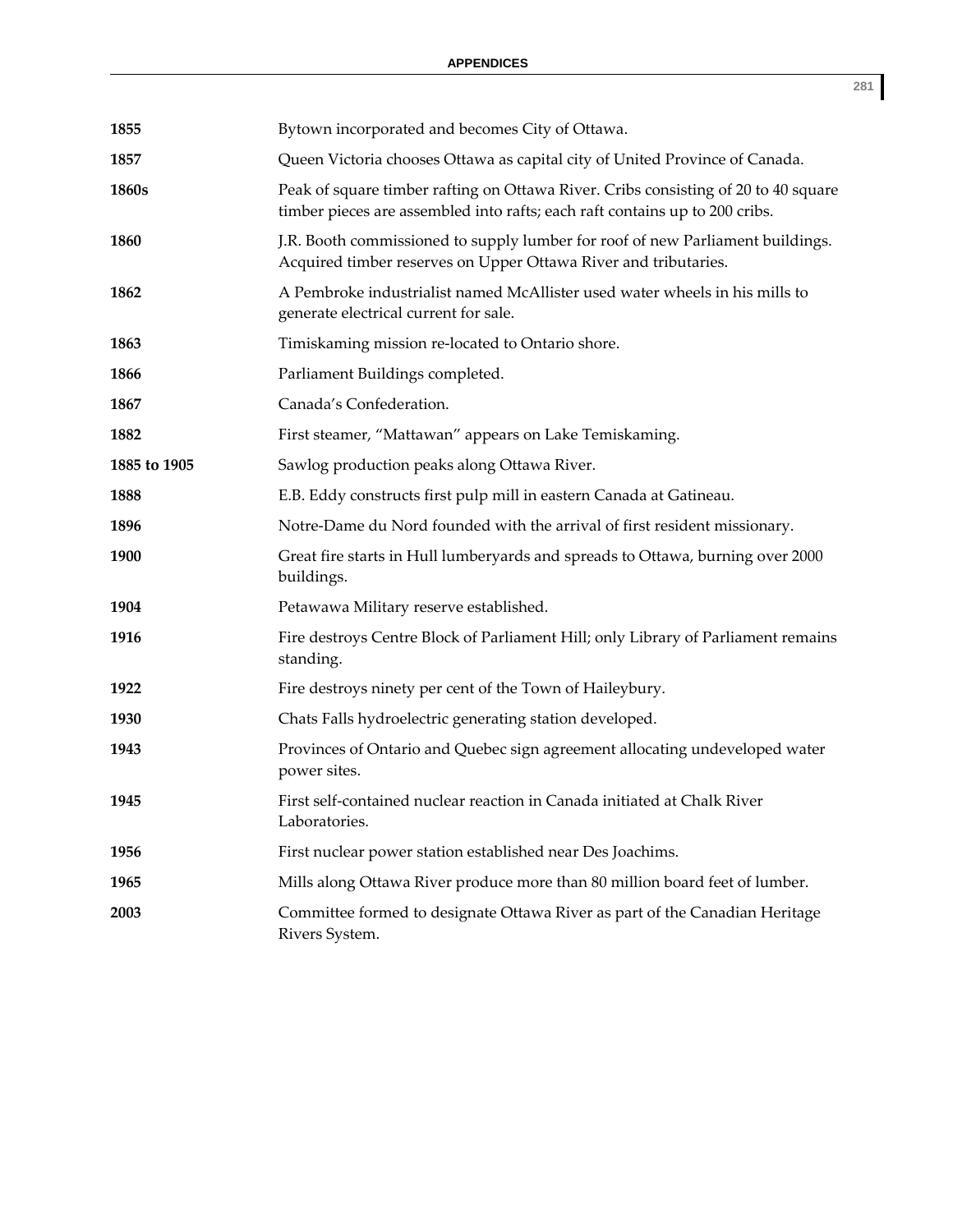| | |
|---|---|
| **1855** | Bytown incorporated and becomes City of Ottawa. |
| **1857** | Queen Victoria chooses Ottawa as capital city of United Province of Canada. |
| **1860s** | Peak of square timber rafting on Ottawa River. Cribs consisting of 20 to 40 square timber pieces are assembled into rafts; each raft contains up to 200 cribs. |
| **1860** | J.R. Booth commissioned to supply lumber for roof of new Parliament buildings. Acquired timber reserves on Upper Ottawa River and tributaries. |
| **1862** | A Pembroke industrialist named McAllister used water wheels in his mills to generate electrical current for sale. |
| **1863** | Timiskaming mission re-located to Ontario shore. |
| **1866** | Parliament Buildings completed. |
| **1867** | Canada's Confederation. |
| **1882** | First steamer, "Mattawan" appears on Lake Temiskaming. |
| **1885 to 1905** | Sawlog production peaks along Ottawa River. |
| **1888** | E.B. Eddy constructs first pulp mill in eastern Canada at Gatineau. |
| **1896** | Notre-Dame du Nord founded with the arrival of first resident missionary. |
| **1900** | Great fire starts in Hull lumberyards and spreads to Ottawa, burning over 2000 buildings. |
| **1904** | Petawawa Military reserve established. |
| **1916** | Fire destroys Centre Block of Parliament Hill; only Library of Parliament remains standing. |
| **1922** | Fire destroys ninety per cent of the Town of Haileybury. |
| **1930** | Chats Falls hydroelectric generating station developed. |
| **1943** | Provinces of Ontario and Quebec sign agreement allocating undeveloped water power sites. |
| **1945** | First self-contained nuclear reaction in Canada initiated at Chalk River Laboratories. |
| **1956** | First nuclear power station established near Des Joachims. |
| **1965** | Mills along Ottawa River produce more than 80 million board feet of lumber. |
| **2003** | Committee formed to designate Ottawa River as part of the Canadian Heritage Rivers System. |